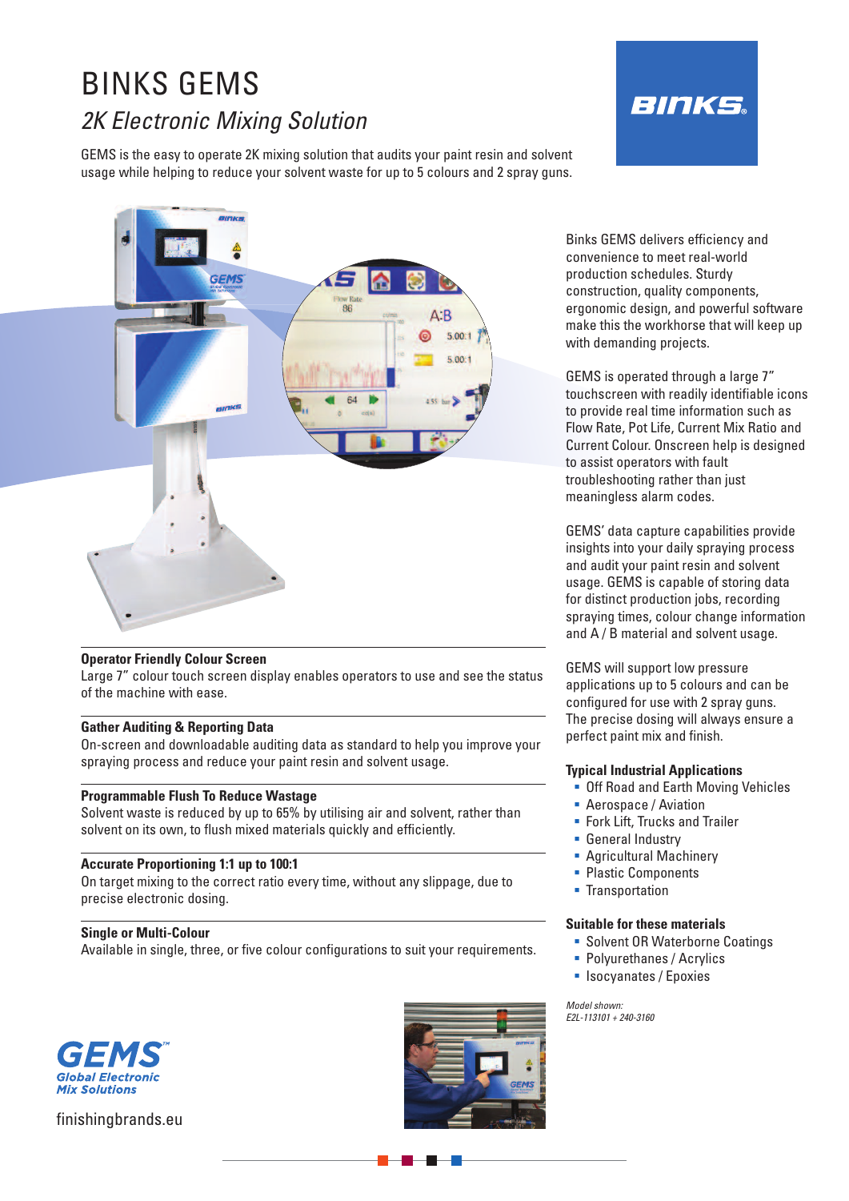# BINKS GEMS

## *2K Electronic Mixing Solution*

GEMS is the easy to operate 2K mixing solution that audits your paint resin and solvent usage while helping to reduce your solvent waste for up to 5 colours and 2 spray guns.

Binks GEMS delivers efficiency and convenience to meet real-world production schedules. Sturdy construction, quality components, ergonomic design, and powerful software make this the workhorse that will keep up with demanding projects.

GEMS is operated through a large 7" touchscreen with readily identifiable icons to provide real time information such as Flow Rate, Pot Life, Current Mix Ratio and Current Colour. Onscreen help is designed to assist operators with fault troubleshooting rather than just meaningless alarm codes.

GEMS' data capture capabilities provide insights into your daily spraying process and audit your paint resin and solvent usage. GEMS is capable of storing data for distinct production jobs, recording spraying times, colour change information and A / B material and solvent usage.

GEMS will support low pressure applications up to 5 colours and can be configured for use with 2 spray guns. The precise dosing will always ensure a perfect paint mix and finish.

**Operator Friendly Colour Screen**
Large 7" colour touch screen display enables operators to use and see the status of the machine with ease.

**Gather Auditing & Reporting Data**
On-screen and downloadable auditing data as standard to help you improve your spraying process and reduce your paint resin and solvent usage.

**Programmable Flush To Reduce Wastage**
Solvent waste is reduced by up to 65% by utilising air and solvent, rather than solvent on its own, to flush mixed materials quickly and efficiently.

**Accurate Proportioning 1:1 up to 100:1**
On target mixing to the correct ratio every time, without any slippage, due to precise electronic dosing.

**Single or Multi-Colour**
Available in single, three, or five colour configurations to suit your requirements.

### Typical Industrial Applications

- Off Road and Earth Moving Vehicles
- Aerospace / Aviation
- Fork Lift, Trucks and Trailer
- General Industry
- Agricultural Machinery
- Plastic Components
- Transportation

### Suitable for these materials

- Solvent OR Waterborne Coatings
- Polyurethanes / Acrylics
- Isocyanates / Epoxies

*Model shown:*
*E2L-113101 + 240-3160*

finishingbrands.eu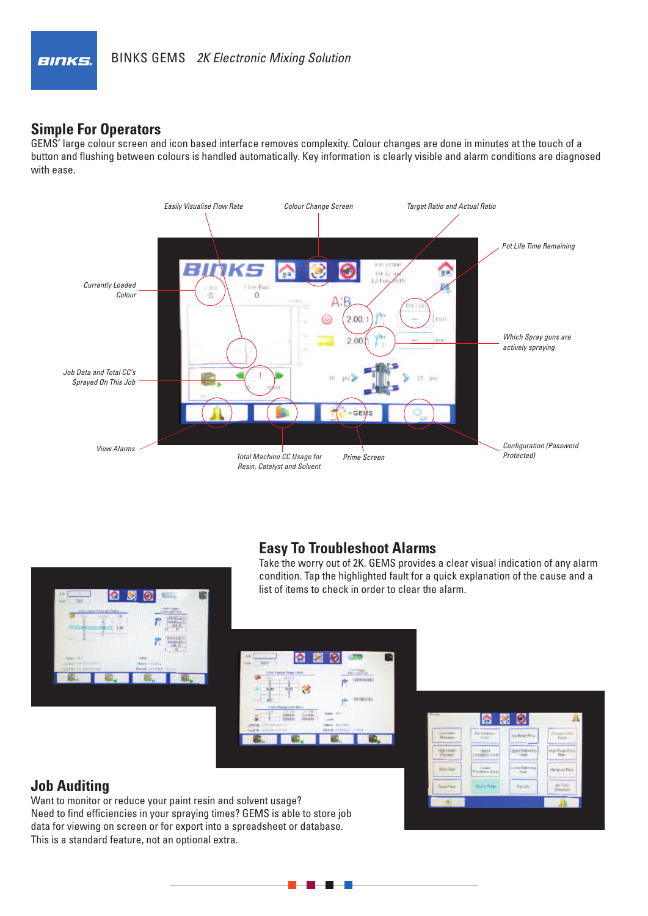## Simple For Operators

GEMS' large colour screen and icon based interface removes complexity. Colour changes are done in minutes at the touch of a button and flushing between colours is handled automatically. Key information is clearly visible and alarm conditions are diagnosed with ease.

*Easily Visualise Flow Rate*

*Colour Change Screen*

*Target Ratio and Actual Ratio*

*Pot Life Time Remaining*

*Currently Loaded Colour*

*Which Spray guns are actively spraying*

*Job Data and Total CC's Sprayed On This Job*

*View Alarms*

*Total Machine CC Usage for Resin, Catalyst and Solvent*

*Prime Screen*

*Configuration (Password Protected)*

## Easy To Troubleshoot Alarms

Take the worry out of 2K. GEMS provides a clear visual indication of any alarm condition. Tap the highlighted fault for a quick explanation of the cause and a list of items to check in order to clear the alarm.

## Job Auditing

Want to monitor or reduce your paint resin and solvent usage?
Need to find efficiencies in your spraying times? GEMS is able to store job data for viewing on screen or for export into a spreadsheet or database.
This is a standard feature, not an optional extra.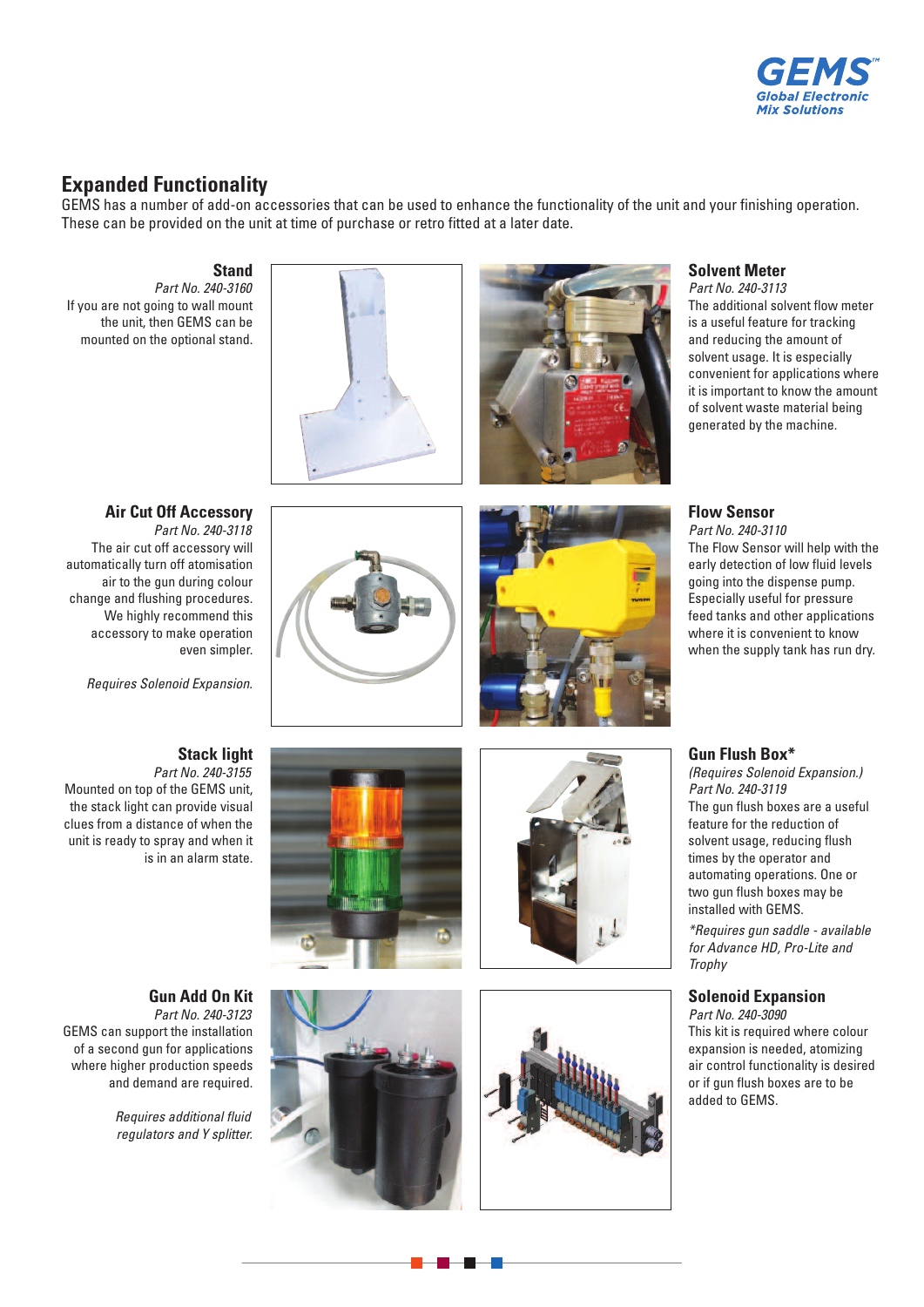## Expanded Functionality

GEMS has a number of add-on accessories that can be used to enhance the functionality of the unit and your finishing operation. These can be provided on the unit at time of purchase or retro fitted at a later date.

### Stand

*Part No. 240-3160*

If you are not going to wall mount the unit, then GEMS can be mounted on the optional stand.

### Solvent Meter

*Part No. 240-3113*

The additional solvent flow meter is a useful feature for tracking and reducing the amount of solvent usage. It is especially convenient for applications where it is important to know the amount of solvent waste material being generated by the machine.

### Air Cut Off Accessory

*Part No. 240-3118*

The air cut off accessory will automatically turn off atomisation air to the gun during colour change and flushing procedures. We highly recommend this accessory to make operation even simpler.

*Requires Solenoid Expansion.*

### Flow Sensor

*Part No. 240-3110*

The Flow Sensor will help with the early detection of low fluid levels going into the dispense pump. Especially useful for pressure feed tanks and other applications where it is convenient to know when the supply tank has run dry.

### Stack light

*Part No. 240-3155*

Mounted on top of the GEMS unit, the stack light can provide visual clues from a distance of when the unit is ready to spray and when it is in an alarm state.

### Gun Flush Box*

*(Requires Solenoid Expansion.)*

*Part No. 240-3119*

The gun flush boxes are a useful feature for the reduction of solvent usage, reducing flush times by the operator and automating operations. One or two gun flush boxes may be installed with GEMS.

*\*Requires gun saddle - available for Advance HD, Pro-Lite and Trophy*

### Gun Add On Kit

*Part No. 240-3123*

GEMS can support the installation of a second gun for applications where higher production speeds and demand are required.

*Requires additional fluid regulators and Y splitter.*

### Solenoid Expansion

*Part No. 240-3090*

This kit is required where colour expansion is needed, atomizing air control functionality is desired or if gun flush boxes are to be added to GEMS.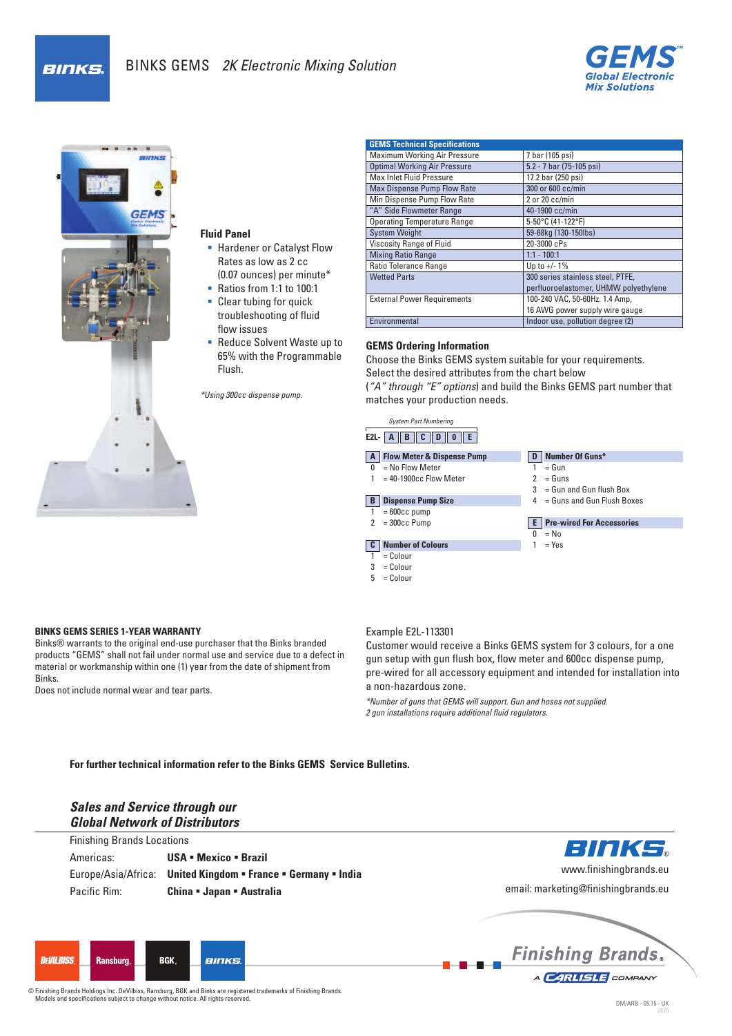# BINKS GEMS *2K Electronic Mixing Solution*

GEMS™ Global Electronic Mix Solutions

### Fluid Panel

- Hardener or Catalyst Flow Rates as low as 2 cc (0.07 ounces) per minute*
- Ratios from 1:1 to 100:1
- Clear tubing for quick troubleshooting of fluid flow issues
- Reduce Solvent Waste up to 65% with the Programmable Flush.

*\*Using 300cc dispense pump.*

| GEMS Technical Specifications | |
|---|---|
| Maximum Working Air Pressure | 7 bar (105 psi) |
| Optimal Working Air Pressure | 5.2 - 7 bar (75-105 psi) |
| Max Inlet Fluid Pressure | 17.2 bar (250 psi) |
| Max Dispense Pump Flow Rate | 300 or 600 cc/min |
| Min Dispense Pump Flow Rate | 2 or 20 cc/min |
| "A" Side Flowmeter Range | 40-1900 cc/min |
| Operating Temperature Range | 5-50°C (41-122°F) |
| System Weight | 59-68kg (130-150lbs) |
| Viscosity Range of Fluid | 20-3000 cPs |
| Mixing Ratio Range | 1:1 - 100:1 |
| Ratio Tolerance Range | Up to +/- 1% |
| Wetted Parts | 300 series stainless steel, PTFE, perfluoroelastomer, UHMW polyethylene |
| External Power Requirements | 100-240 VAC, 50-60Hz. 1.4 Amp, 16 AWG power supply wire gauge |
| Environmental | Indoor use, pollution degree (2) |

### GEMS Ordering Information

Choose the Binks GEMS system suitable for your requirements. Select the desired attributes from the chart below (*"A" through "E" options*) and build the Binks GEMS part number that matches your production needs.

*System Part Numbering*

E2L- A B C D 0 E

**A Flow Meter & Dispense Pump**
- 0 = No Flow Meter
- 1 = 40-1900cc Flow Meter

**B Dispense Pump Size**
- 1 = 600cc pump
- 2 = 300cc Pump

**C Number of Colours**
- 1 = Colour
- 3 = Colour
- 5 = Colour

**D Number Of Guns***
- 1 = Gun
- 2 = Guns
- 3 = Gun and Gun flush Box
- 4 = Guns and Gun Flush Boxes

**E Pre-wired For Accessories**
- 0 = No
- 1 = Yes

### BINKS GEMS SERIES 1-YEAR WARRANTY

Binks® warrants to the original end-use purchaser that the Binks branded products "GEMS" shall not fail under normal use and service due to a defect in material or workmanship within one (1) year from the date of shipment from Binks.

Does not include normal wear and tear parts.

Example E2L-113301

Customer would receive a Binks GEMS system for 3 colours, for a one gun setup with gun flush box, flow meter and 600cc dispense pump, pre-wired for all accessory equipment and intended for installation into a non-hazardous zone.

*\*Number of guns that GEMS will support. Gun and hoses not supplied.*
*2 gun installations require additional fluid regulators.*

**For further technical information refer to the Binks GEMS Service Bulletins.**

## *Sales and Service through our Global Network of Distributors*

Finishing Brands Locations

| | |
|---|---|
| Americas: | **USA ▪ Mexico ▪ Brazil** |
| Europe/Asia/Africa: | **United Kingdom ▪ France ▪ Germany ▪ India** |
| Pacific Rim: | **China ▪ Japan ▪ Australia** |

BINKS®
www.finishingbrands.eu
email: marketing@finishingbrands.eu

DeVILBISS. Ransburg. BGK. BINKS.

Finishing Brands. A CARLISLE COMPANY

© Finishing Brands Holdings Inc. DeVilbiss, Ransburg, BGK and Binks are registered trademarks of Finishing Brands. Models and specifications subject to change without notice. All rights reserved.

DM/ARB - 05.15 - UK